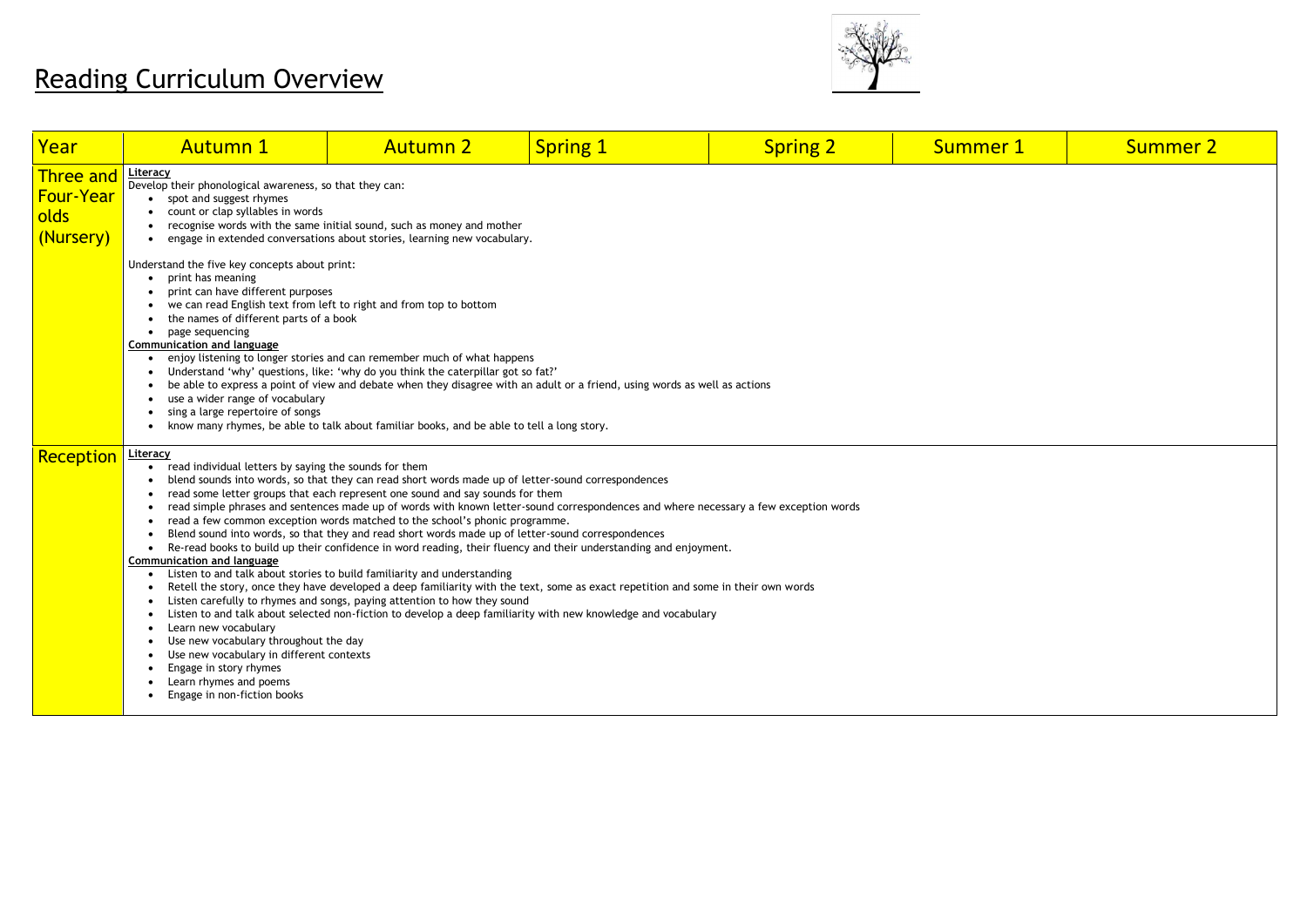# Reading Curriculum Overview

| Year | Autumn 1 | Autumn 2 | Spring 1 | Spring 2 | Summer 1 | Summer 2 |
|---|---|---|---|---|---|---|
| Three and Four-Year olds (Nursery) | **Literacy**<br>Develop their phonological awareness, so that they can:<br>• spot and suggest rhymes<br>• count or clap syllables in words<br>• recognise words with the same initial sound, such as money and mother<br>• engage in extended conversations about stories, learning new vocabulary.<br><br>Understand the five key concepts about print:<br>• print has meaning<br>• print can have different purposes<br>• we can read English text from left to right and from top to bottom<br>• the names of different parts of a book<br>• page sequencing<br>**Communication and language**<br>• enjoy listening to longer stories and can remember much of what happens<br>• Understand 'why' questions, like: 'why do you think the caterpillar got so fat?'<br>• be able to express a point of view and debate when they disagree with an adult or a friend, using words as well as actions<br>• use a wider range of vocabulary<br>• sing a large repertoire of songs<br>• know many rhymes, be able to talk about familiar books, and be able to tell a long story. | | | | | |
| Reception | **Literacy**<br>• read individual letters by saying the sounds for them<br>• blend sounds into words, so that they can read short words made up of letter-sound correspondences<br>• read some letter groups that each represent one sound and say sounds for them<br>• read simple phrases and sentences made up of words with known letter-sound correspondences and where necessary a few exception words<br>• read a few common exception words matched to the school's phonic programme.<br>• Blend sound into words, so that they and read short words made up of letter-sound correspondences<br>• Re-read books to build up their confidence in word reading, their fluency and their understanding and enjoyment.<br>**Communication and language**<br>• Listen to and talk about stories to build familiarity and understanding<br>• Retell the story, once they have developed a deep familiarity with the text, some as exact repetition and some in their own words<br>• Listen carefully to rhymes and songs, paying attention to how they sound<br>• Listen to and talk about selected non-fiction to develop a deep familiarity with new knowledge and vocabulary<br>• Learn new vocabulary<br>• Use new vocabulary throughout the day<br>• Use new vocabulary in different contexts<br>• Engage in story rhymes<br>• Learn rhymes and poems<br>• Engage in non-fiction books | | | | | |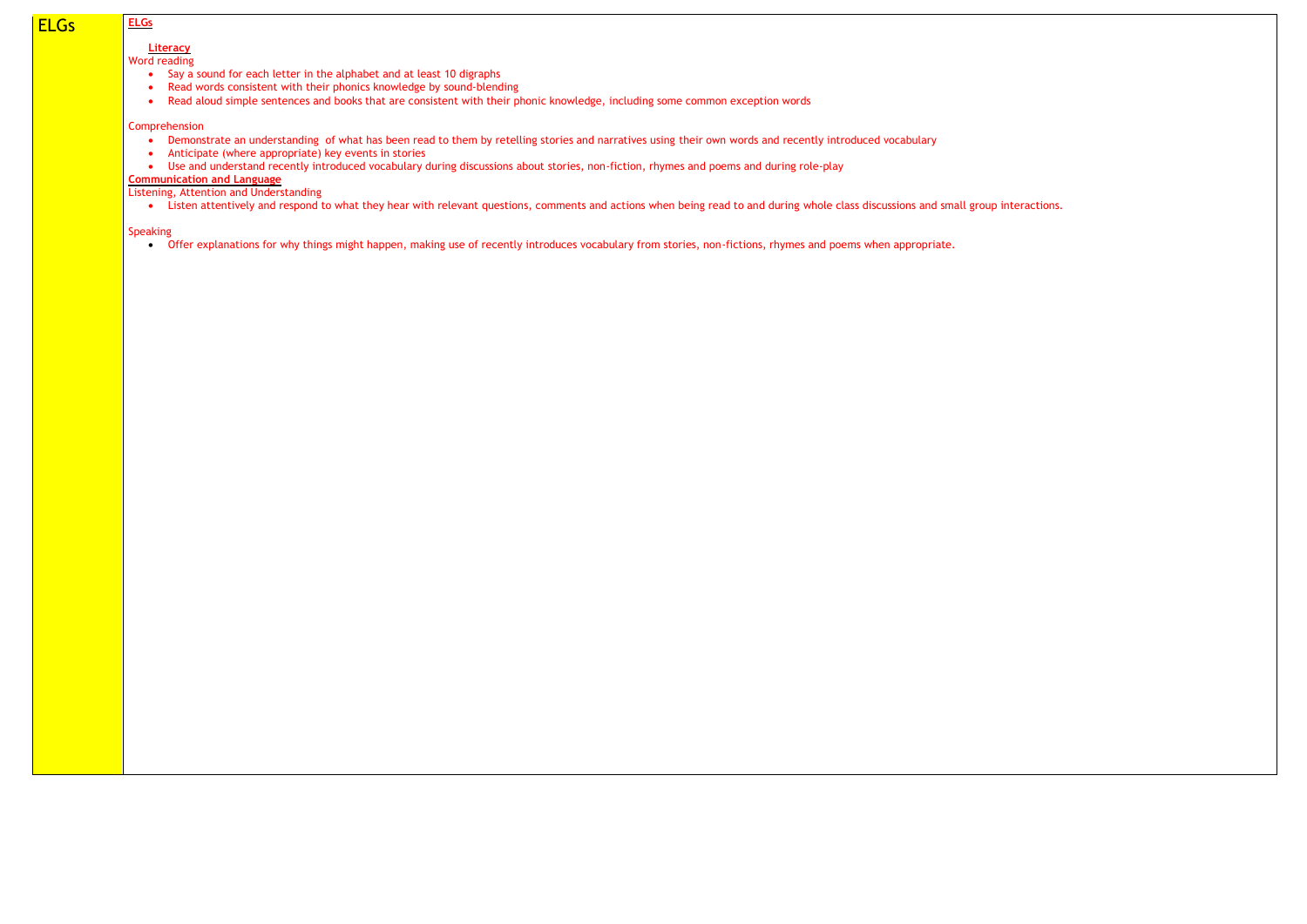| ELGs | **ELGs**<br><br>**Literacy**<br>Word reading<br>• Say a sound for each letter in the alphabet and at least 10 digraphs<br>• Read words consistent with their phonics knowledge by sound-blending<br>• Read aloud simple sentences and books that are consistent with their phonic knowledge, including some common exception words<br><br>Comprehension<br>• Demonstrate an understanding of what has been read to them by retelling stories and narratives using their own words and recently introduced vocabulary<br>• Anticipate (where appropriate) key events in stories<br>• Use and understand recently introduced vocabulary during discussions about stories, non-fiction, rhymes and poems and during role-play<br>**Communication and Language**<br>Listening, Attention and Understanding<br>• Listen attentively and respond to what they hear with relevant questions, comments and actions when being read to and during whole class discussions and small group interactions.<br><br>Speaking<br>• Offer explanations for why things might happen, making use of recently introduces vocabulary from stories, non-fictions, rhymes and poems when appropriate. |
|---|---|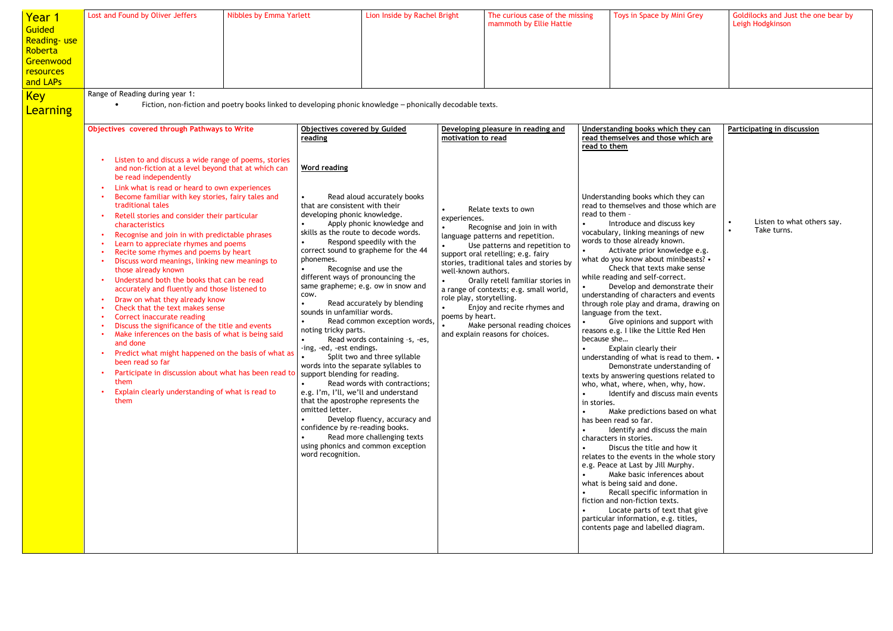| Year 1 Guided Reading- use Roberta Greenwood resources and LAPs | Lost and Found by Oliver Jeffers | Nibbles by Emma Yarlett | Lion Inside by Rachel Bright | The curious case of the missing mammoth by Ellie Hattie | Toys in Space by Mini Grey | Goldilocks and Just the one bear by Leigh Hodgkinson |
|---|---|---|---|---|---|---|

**Key Learning**

Range of Reading during year 1:

- Fiction, non-fiction and poetry books linked to developing phonic knowledge – phonically decodable texts.

| Objectives covered through Pathways to Write | Objectives covered by Guided reading | Developing pleasure in reading and motivation to read | Understanding books which they can read themselves and those which are read to them | Participating in discussion |
|---|---|---|---|---|
| • Listen to and discuss a wide range of poems, stories and non-fiction at a level beyond that at which can be read independently<br>• Link what is read or heard to own experiences<br>• Become familiar with key stories, fairy tales and traditional tales<br>• Retell stories and consider their particular characteristics<br>• Recognise and join in with predictable phrases<br>• Learn to appreciate rhymes and poems<br>• Recite some rhymes and poems by heart<br>• Discuss word meanings, linking new meanings to those already known<br>• Understand both the books that can be read accurately and fluently and those listened to<br>• Draw on what they already know<br>• Check that the text makes sense<br>• Correct inaccurate reading<br>• Discuss the significance of the title and events<br>• Make inferences on the basis of what is being said and done<br>• Predict what might happened on the basis of what as been read so far<br>• Participate in discussion about what has been read to them<br>• Explain clearly understanding of what is read to them | **Word reading**<br>• Read aloud accurately books that are consistent with their developing phonic knowledge.<br>• Apply phonic knowledge and skills as the route to decode words.<br>• Respond speedily with the correct sound to grapheme for the 44 phonemes.<br>• Recognise and use the different ways of pronouncing the same grapheme; e.g. ow in snow and cow.<br>• Read accurately by blending sounds in unfamiliar words.<br>• Read common exception words, noting tricky parts.<br>• Read words containing –s, -es, -ing, -ed, -est endings.<br>• Split two and three syllable words into the separate syllables to support blending for reading.<br>• Read words with contractions; e.g. I'm, I'll, we'll and understand that the apostrophe represents the omitted letter.<br>• Develop fluency, accuracy and confidence by re-reading books.<br>• Read more challenging texts using phonics and common exception word recognition. | • Relate texts to own experiences.<br>• Recognise and join in with language patterns and repetition.<br>• Use patterns and repetition to support oral retelling; e.g. fairy stories, traditional tales and stories by well-known authors.<br>• Orally retell familiar stories in a range of contexts; e.g. small world, role play, storytelling.<br>• Enjoy and recite rhymes and poems by heart.<br>• Make personal reading choices and explain reasons for choices. | Understanding books which they can read to themselves and those which are read to them -<br>• Introduce and discuss key vocabulary, linking meanings of new words to those already known.<br>• Activate prior knowledge e.g. what do you know about minibeasts? • Check that texts make sense while reading and self-correct.<br>• Develop and demonstrate their understanding of characters and events through role play and drama, drawing on language from the text.<br>• Give opinions and support with reasons e.g. I like the Little Red Hen because she…<br>• Explain clearly their understanding of what is read to them. • Demonstrate understanding of texts by answering questions related to who, what, where, when, why, how.<br>• Identify and discuss main events in stories.<br>• Make predictions based on what has been read so far.<br>• Identify and discuss the main characters in stories.<br>• Discus the title and how it relates to the events in the whole story e.g. Peace at Last by Jill Murphy.<br>• Make basic inferences about what is being said and done.<br>• Recall specific information in fiction and non-fiction texts.<br>• Locate parts of text that give particular information, e.g. titles, contents page and labelled diagram. | • Listen to what others say.<br>• Take turns. |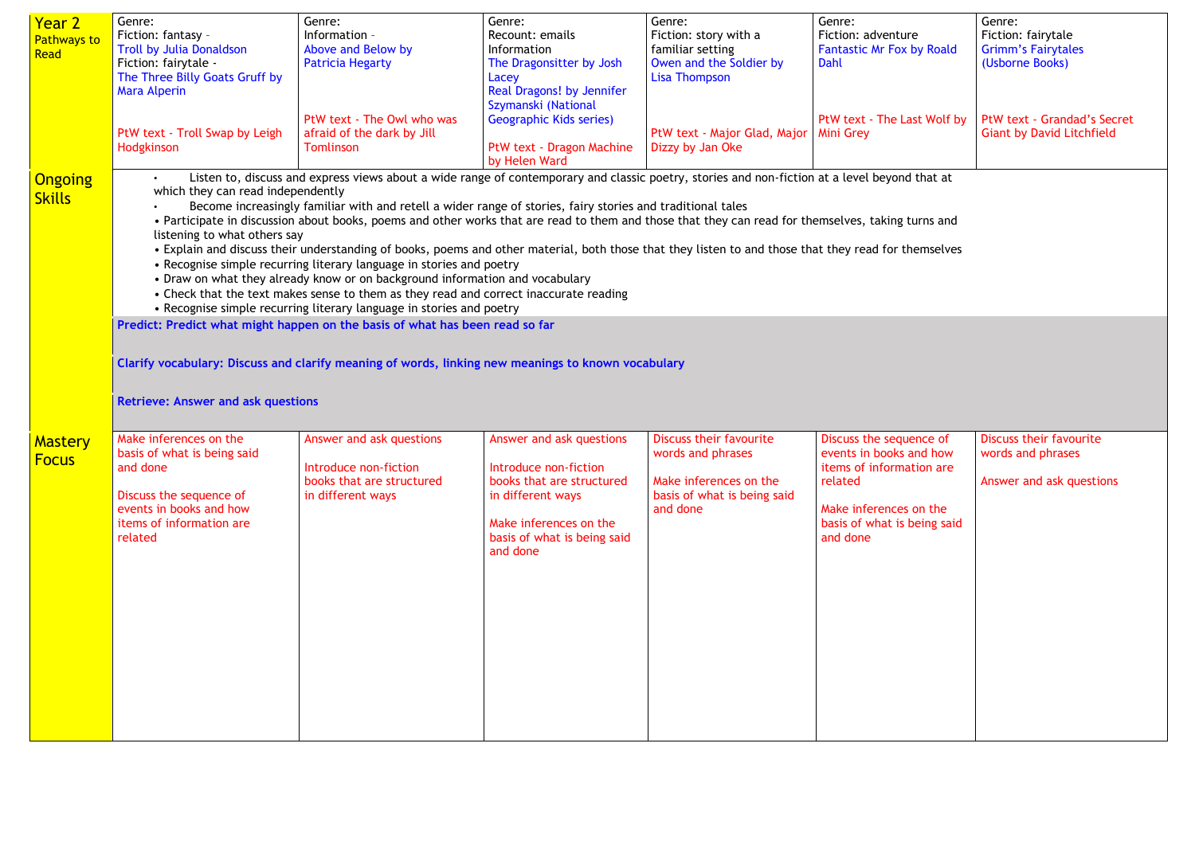| Year 2 Pathways to Read | Genre: Fiction: fantasy – Troll by Julia Donaldson Fiction: fairytale - The Three Billy Goats Gruff by Mara Alperin<br><br>PtW text - Troll Swap by Leigh Hodgkinson | Genre: Information – Above and Below by Patricia Hegarty<br><br>PtW text - The Owl who was afraid of the dark by Jill Tomlinson | Genre: Recount: emails Information The Dragonsitter by Josh Lacey Real Dragons! by Jennifer Szymanski (National Geographic Kids series)<br><br>PtW text - Dragon Machine by Helen Ward | Genre: Fiction: story with a familiar setting Owen and the Soldier by Lisa Thompson<br><br>PtW text - Major Glad, Major Dizzy by Jan Oke | Genre: Fiction: adventure Fantastic Mr Fox by Roald Dahl<br><br>PtW text - The Last Wolf by Mini Grey | Genre: Fiction: fairytale Grimm's Fairytales (Usborne Books)<br><br>PtW text - Grandad's Secret Giant by David Litchfield |
|---|---|---|---|---|---|---|
| Ongoing Skills | • Listen to, discuss and express views about a wide range of contemporary and classic poetry, stories and non-fiction at a level beyond that at which they can read independently<br>• Become increasingly familiar with and retell a wider range of stories, fairy stories and traditional tales<br>• Participate in discussion about books, poems and other works that are read to them and those that they can read for themselves, taking turns and listening to what others say<br>• Explain and discuss their understanding of books, poems and other material, both those that they listen to and those that they read for themselves<br>• Recognise simple recurring literary language in stories and poetry<br>• Draw on what they already know or on background information and vocabulary<br>• Check that the text makes sense to them as they read and correct inaccurate reading<br>• Recognise simple recurring literary language in stories and poetry<br><br>**Predict: Predict what might happen on the basis of what has been read so far**<br><br>**Clarify vocabulary: Discuss and clarify meaning of words, linking new meanings to known vocabulary**<br><br>**Retrieve: Answer and ask questions** | | | | | |
| Mastery Focus | Make inferences on the basis of what is being said and done<br><br>Discuss the sequence of events in books and how items of information are related | Answer and ask questions<br><br>Introduce non-fiction books that are structured in different ways | Answer and ask questions<br><br>Introduce non-fiction books that are structured in different ways<br><br>Make inferences on the basis of what is being said and done | Discuss their favourite words and phrases<br><br>Make inferences on the basis of what is being said and done | Discuss the sequence of events in books and how items of information are related<br><br>Make inferences on the basis of what is being said and done | Discuss their favourite words and phrases<br><br>Answer and ask questions |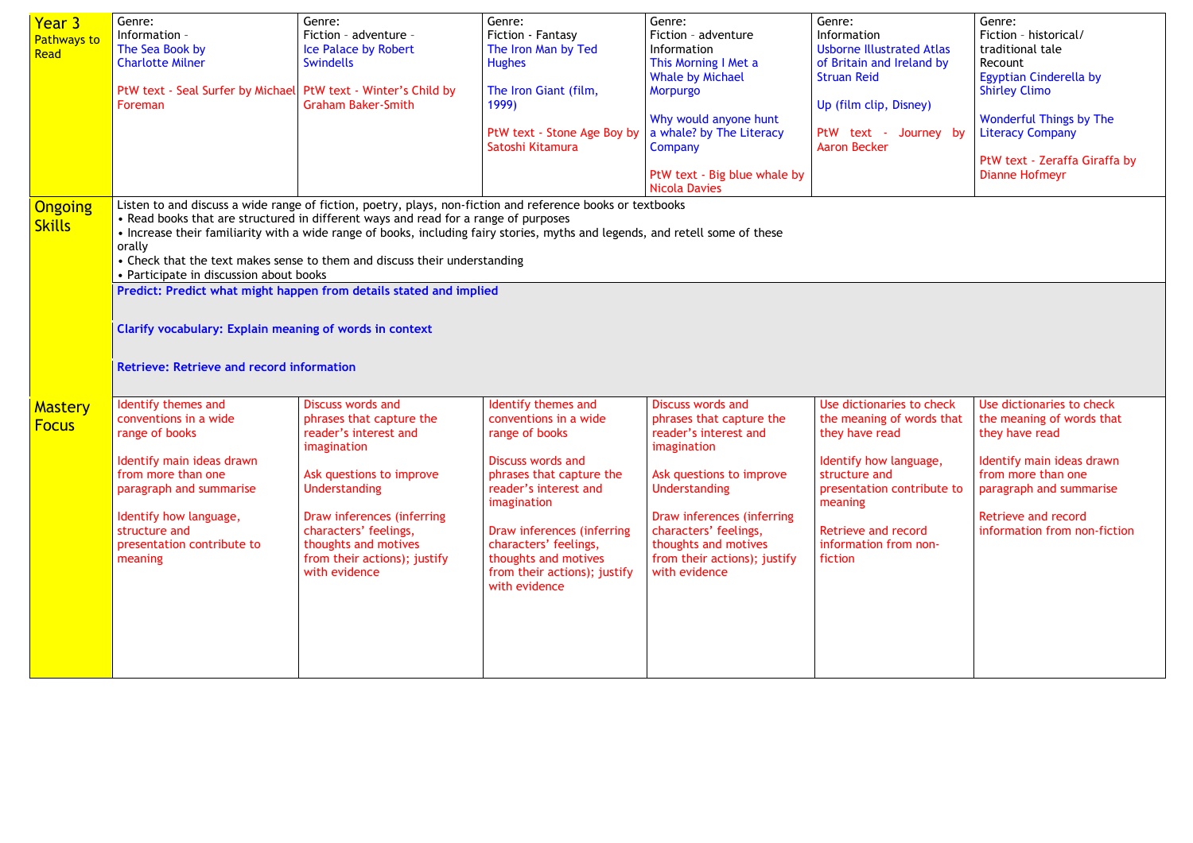| Year 3 Pathways to Read | Genre: Information – The Sea Book by Charlotte Milner<br><br>PtW text - Seal Surfer by Michael Foreman | Genre: Fiction – adventure – Ice Palace by Robert Swindells<br><br>PtW text - Winter's Child by Graham Baker-Smith | Genre: Fiction - Fantasy The Iron Man by Ted Hughes<br><br>The Iron Giant (film, 1999)<br><br>PtW text - Stone Age Boy by Satoshi Kitamura | Genre: Fiction – adventure Information This Morning I Met a Whale by Michael Morpurgo<br><br>Why would anyone hunt a whale? by The Literacy Company<br><br>PtW text - Big blue whale by Nicola Davies | Genre: Information Usborne Illustrated Atlas of Britain and Ireland by Struan Reid<br><br>Up (film clip, Disney)<br><br>PtW text - Journey by Aaron Becker | Genre: Fiction – historical/ traditional tale Recount Egyptian Cinderella by Shirley Climo<br><br>Wonderful Things by The Literacy Company<br><br>PtW text - Zeraffa Giraffa by Dianne Hofmeyr |
|---|---|---|---|---|---|---|
| Ongoing Skills | Listen to and discuss a wide range of fiction, poetry, plays, non-fiction and reference books or textbooks<br>• Read books that are structured in different ways and read for a range of purposes<br>• Increase their familiarity with a wide range of books, including fairy stories, myths and legends, and retell some of these orally<br>• Check that the text makes sense to them and discuss their understanding<br>• Participate in discussion about books | | | | | |
| | **Predict: Predict what might happen from details stated and implied**<br><br>**Clarify vocabulary: Explain meaning of words in context**<br><br>**Retrieve: Retrieve and record information** | | | | | |
| Mastery Focus | Identify themes and conventions in a wide range of books<br><br>Identify main ideas drawn from more than one paragraph and summarise<br><br>Identify how language, structure and presentation contribute to meaning | Discuss words and phrases that capture the reader's interest and imagination<br><br>Ask questions to improve Understanding<br><br>Draw inferences (inferring characters' feelings, thoughts and motives from their actions); justify with evidence | Identify themes and conventions in a wide range of books<br><br>Discuss words and phrases that capture the reader's interest and imagination<br><br>Draw inferences (inferring characters' feelings, thoughts and motives from their actions); justify with evidence | Discuss words and phrases that capture the reader's interest and imagination<br><br>Ask questions to improve Understanding<br><br>Draw inferences (inferring characters' feelings, thoughts and motives from their actions); justify with evidence | Use dictionaries to check the meaning of words that they have read<br><br>Identify how language, structure and presentation contribute to meaning<br><br>Retrieve and record information from non-fiction | Use dictionaries to check the meaning of words that they have read<br><br>Identify main ideas drawn from more than one paragraph and summarise<br><br>Retrieve and record information from non-fiction |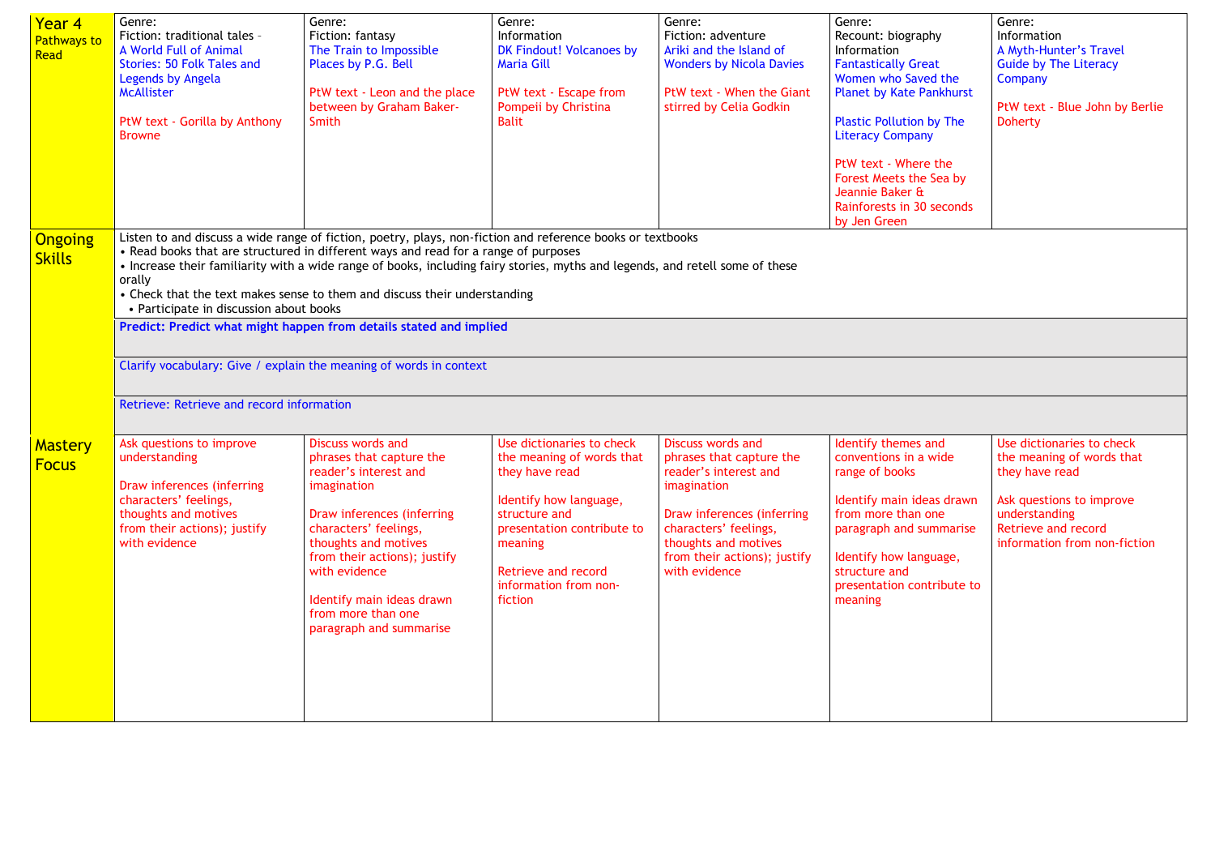| Year 4 Pathways to Read | Genre: Fiction: traditional tales – A World Full of Animal Stories: 50 Folk Tales and Legends by Angela McAllister<br><br>PtW text - Gorilla by Anthony Browne | Genre: Fiction: fantasy The Train to Impossible Places by P.G. Bell<br><br>PtW text - Leon and the place between by Graham Baker-Smith | Genre: Information DK Findout! Volcanoes by Maria Gill<br><br>PtW text - Escape from Pompeii by Christina Balit | Genre: Fiction: adventure Ariki and the Island of Wonders by Nicola Davies<br><br>PtW text - When the Giant stirred by Celia Godkin | Genre: Recount: biography Information Fantastically Great Women who Saved the Planet by Kate Pankhurst<br><br>Plastic Pollution by The Literacy Company<br><br>PtW text - Where the Forest Meets the Sea by Jeannie Baker & Rainforests in 30 seconds by Jen Green | Genre: Information A Myth-Hunter's Travel Guide by The Literacy Company<br><br>PtW text - Blue John by Berlie Doherty |
|---|---|---|---|---|---|---|
| Ongoing Skills | Listen to and discuss a wide range of fiction, poetry, plays, non-fiction and reference books or textbooks<br>• Read books that are structured in different ways and read for a range of purposes<br>• Increase their familiarity with a wide range of books, including fairy stories, myths and legends, and retell some of these orally<br>• Check that the text makes sense to them and discuss their understanding<br>• Participate in discussion about books | | | | | |
| | **Predict: Predict what might happen from details stated and implied** | | | | | |
| | Clarify vocabulary: Give / explain the meaning of words in context | | | | | |
| | Retrieve: Retrieve and record information | | | | | |
| Mastery Focus | Ask questions to improve understanding<br><br>Draw inferences (inferring characters' feelings, thoughts and motives from their actions); justify with evidence | Discuss words and phrases that capture the reader's interest and imagination<br><br>Draw inferences (inferring characters' feelings, thoughts and motives from their actions); justify with evidence<br><br>Identify main ideas drawn from more than one paragraph and summarise | Use dictionaries to check the meaning of words that they have read<br><br>Identify how language, structure and presentation contribute to meaning<br><br>Retrieve and record information from non-fiction | Discuss words and phrases that capture the reader's interest and imagination<br><br>Draw inferences (inferring characters' feelings, thoughts and motives from their actions); justify with evidence | Identify themes and conventions in a wide range of books<br><br>Identify main ideas drawn from more than one paragraph and summarise<br><br>Identify how language, structure and presentation contribute to meaning | Use dictionaries to check the meaning of words that they have read<br><br>Ask questions to improve understanding<br>Retrieve and record information from non-fiction |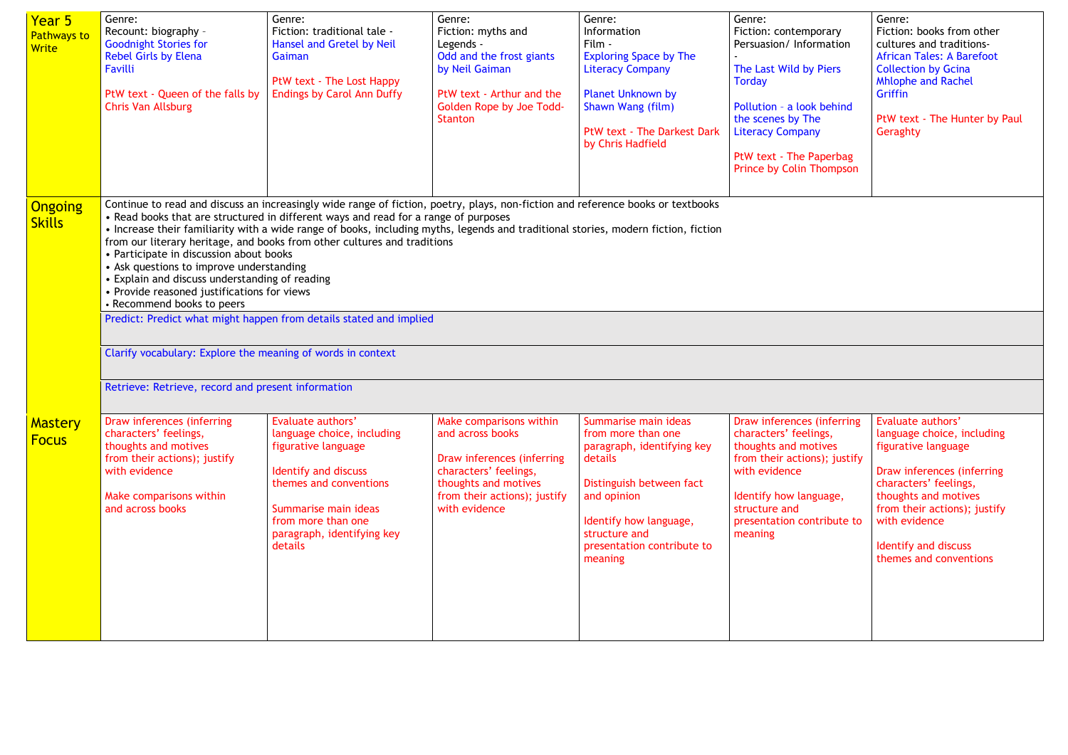| Year 5 Pathways to Write | Genre: Recount: biography – Goodnight Stories for Rebel Girls by Elena Favilli<br><br>PtW text - Queen of the falls by Chris Van Allsburg | Genre: Fiction: traditional tale - Hansel and Gretel by Neil Gaiman<br><br>PtW text - The Lost Happy Endings by Carol Ann Duffy | Genre: Fiction: myths and Legends - Odd and the frost giants by Neil Gaiman<br><br>PtW text - Arthur and the Golden Rope by Joe Todd-Stanton | Genre: Information Film - Exploring Space by The Literacy Company<br><br>Planet Unknown by Shawn Wang (film)<br><br>PtW text - The Darkest Dark by Chris Hadfield | Genre: Fiction: contemporary Persuasion/ Information - The Last Wild by Piers Torday<br><br>Pollution – a look behind the scenes by The Literacy Company<br><br>PtW text - The Paperbag Prince by Colin Thompson | Genre: Fiction: books from other cultures and traditions- African Tales: A Barefoot Collection by Gcina Mhlophe and Rachel Griffin<br><br>PtW text - The Hunter by Paul Geraghty |
|---|---|---|---|---|---|---|
| Ongoing Skills | Continue to read and discuss an increasingly wide range of fiction, poetry, plays, non-fiction and reference books or textbooks<br>• Read books that are structured in different ways and read for a range of purposes<br>• Increase their familiarity with a wide range of books, including myths, legends and traditional stories, modern fiction, fiction from our literary heritage, and books from other cultures and traditions<br>• Participate in discussion about books<br>• Ask questions to improve understanding<br>• Explain and discuss understanding of reading<br>• Provide reasoned justifications for views<br>• Recommend books to peers | | | | | |
| | Predict: Predict what might happen from details stated and implied | | | | | |
| | Clarify vocabulary: Explore the meaning of words in context | | | | | |
| | Retrieve: Retrieve, record and present information | | | | | |
| Mastery Focus | Draw inferences (inferring characters' feelings, thoughts and motives from their actions); justify with evidence<br><br>Make comparisons within and across books | Evaluate authors' language choice, including figurative language<br><br>Identify and discuss themes and conventions<br><br>Summarise main ideas from more than one paragraph, identifying key details | Make comparisons within and across books<br><br>Draw inferences (inferring characters' feelings, thoughts and motives from their actions); justify with evidence | Summarise main ideas from more than one paragraph, identifying key details<br><br>Distinguish between fact and opinion<br><br>Identify how language, structure and presentation contribute to meaning | Draw inferences (inferring characters' feelings, thoughts and motives from their actions); justify with evidence<br><br>Identify how language, structure and presentation contribute to meaning | Evaluate authors' language choice, including figurative language<br><br>Draw inferences (inferring characters' feelings, thoughts and motives from their actions); justify with evidence<br><br>Identify and discuss themes and conventions |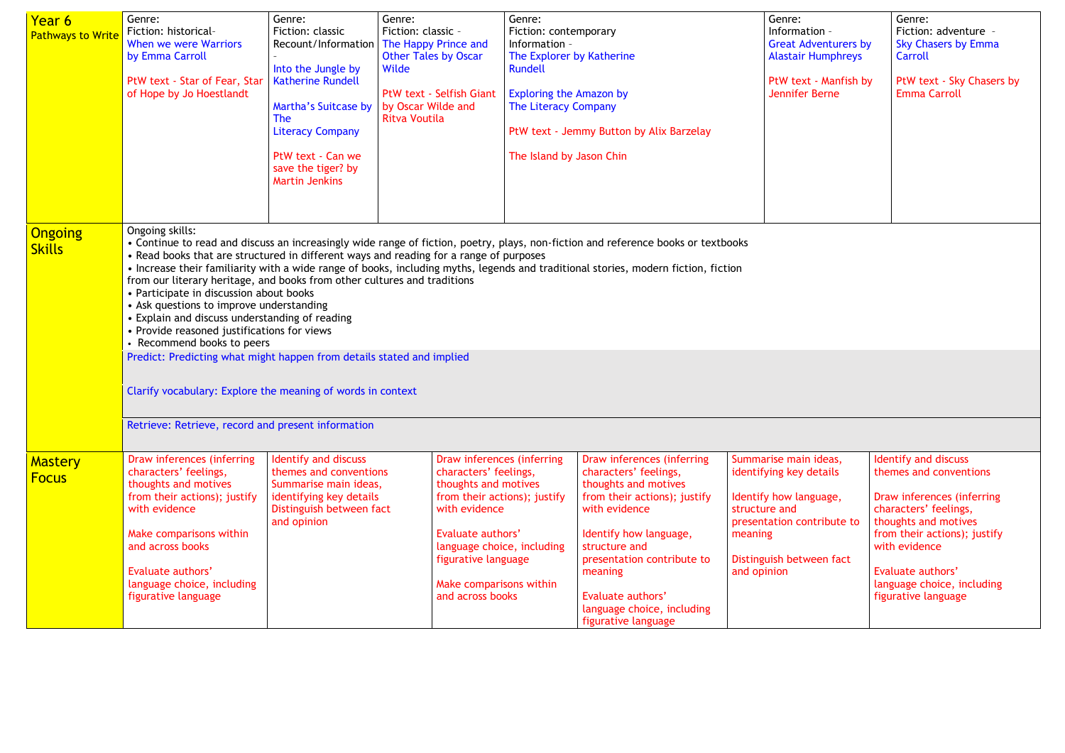| Year 6 Pathways to Write | Genre: Fiction: historical- When we were Warriors by Emma Carroll<br><br>PtW text - Star of Fear, Star of Hope by Jo Hoestlandt | Genre: Fiction: classic Recount/Information - Into the Jungle by Katherine Rundell<br><br>Martha's Suitcase by The Literacy Company<br><br>PtW text - Can we save the tiger? by Martin Jenkins | Genre: Fiction: classic - The Happy Prince and Other Tales by Oscar Wilde<br><br>PtW text - Selfish Giant by Oscar Wilde and Ritva Voutila | Genre: Fiction: contemporary Information - The Explorer by Katherine Rundell<br><br>Exploring the Amazon by The Literacy Company<br><br>PtW text - Jemmy Button by Alix Barzelay<br><br>The Island by Jason Chin | Genre: Information - Great Adventurers by Alastair Humphreys<br><br>PtW text - Manfish by Jennifer Berne | Genre: Fiction: adventure - Sky Chasers by Emma Carroll<br><br>PtW text - Sky Chasers by Emma Carroll |
|---|---|---|---|---|---|---|
| Ongoing Skills | Ongoing skills:<br>• Continue to read and discuss an increasingly wide range of fiction, poetry, plays, non-fiction and reference books or textbooks<br>• Read books that are structured in different ways and reading for a range of purposes<br>• Increase their familiarity with a wide range of books, including myths, legends and traditional stories, modern fiction, fiction from our literary heritage, and books from other cultures and traditions<br>• Participate in discussion about books<br>• Ask questions to improve understanding<br>• Explain and discuss understanding of reading<br>• Provide reasoned justifications for views<br>• Recommend books to peers<br><br>Predict: Predicting what might happen from details stated and implied<br><br>Clarify vocabulary: Explore the meaning of words in context<br><br>Retrieve: Retrieve, record and present information | | | | | |
| Mastery Focus | Draw inferences (inferring characters' feelings, thoughts and motives from their actions); justify with evidence<br><br>Make comparisons within and across books<br><br>Evaluate authors' language choice, including figurative language | Identify and discuss themes and conventions<br>Summarise main ideas, identifying key details<br>Distinguish between fact and opinion | Draw inferences (inferring characters' feelings, thoughts and motives from their actions); justify with evidence<br><br>Evaluate authors' language choice, including figurative language<br><br>Make comparisons within and across books | Draw inferences (inferring characters' feelings, thoughts and motives from their actions); justify with evidence<br><br>Identify how language, structure and presentation contribute to meaning<br><br>Evaluate authors' language choice, including figurative language | Summarise main ideas, identifying key details<br><br>Identify how language, structure and presentation contribute to meaning<br><br>Distinguish between fact and opinion | Identify and discuss themes and conventions<br><br>Draw inferences (inferring characters' feelings, thoughts and motives from their actions); justify with evidence<br><br>Evaluate authors' language choice, including figurative language |